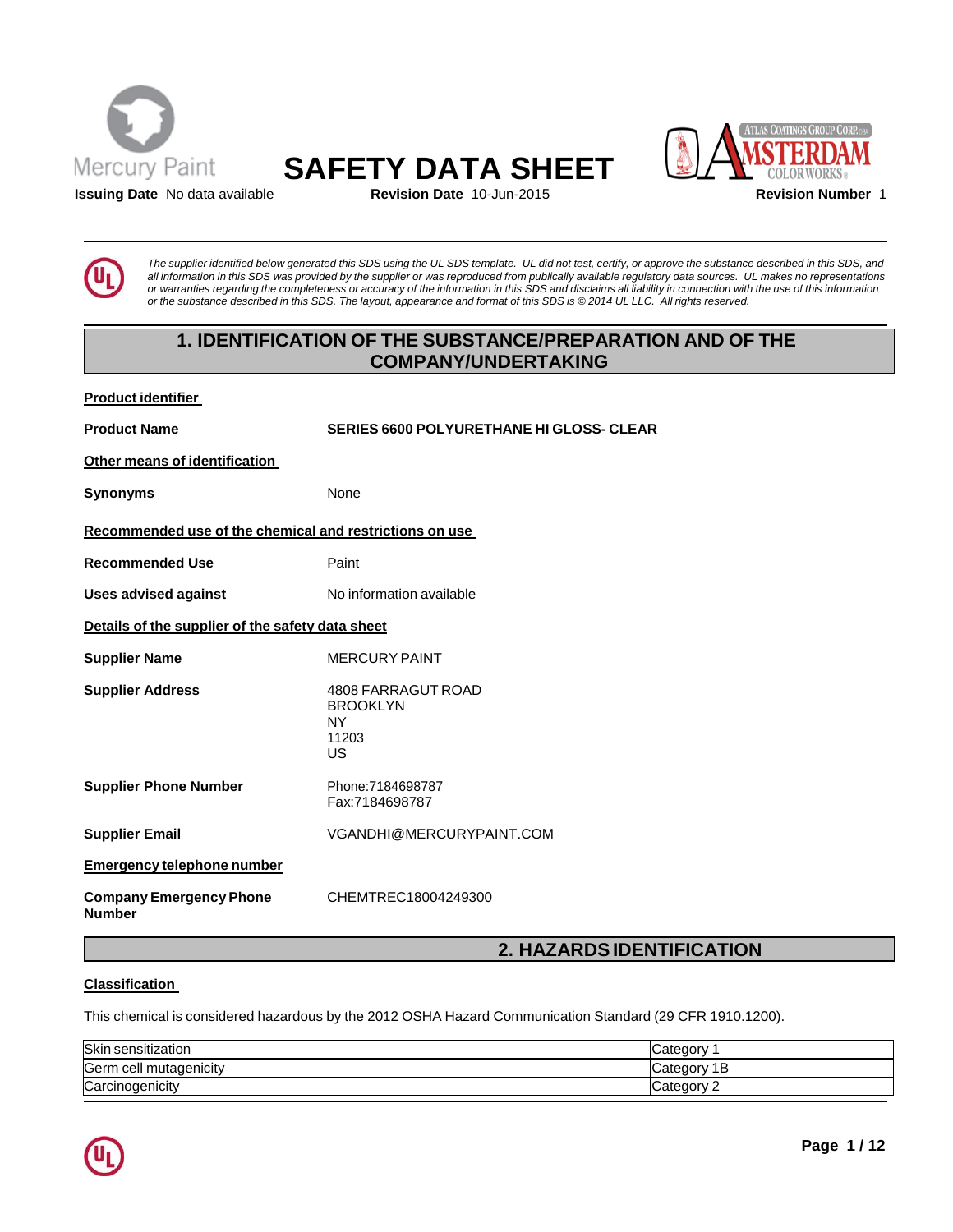Mercury Paint

# SAFETY DATA SHEET

ATLAS COATINGS GROUP CORP. AMSTERDAM COLORWORKS

**Issuing Date** No data available **Revision Date** 10-Jun-2015 **Revision Number** 1

*The supplier identified below generated this SDS using the UL SDS template. UL did not test, certify, or approve the substance described in this SDS, and all information in this SDS was provided by the supplier or was reproduced from publically available regulatory data sources. UL makes no representations or warranties regarding the completeness or accuracy of the information in this SDS and disclaims all liability in connection with the use of this information or the substance described in this SDS. The layout, appearance and format of this SDS is © 2014 UL LLC. All rights reserved.*

## 1. IDENTIFICATION OF THE SUBSTANCE/PREPARATION AND OF THE COMPANY/UNDERTAKING

**Product identifier**

**Product Name** SERIES 6600 POLYURETHANE HI GLOSS- CLEAR

**Other means of identification**

**Synonyms** None

**Recommended use of the chemical and restrictions on use**

**Recommended Use** Paint

**Uses advised against** No information available

**Details of the supplier of the safety data sheet**

**Supplier Name** MERCURY PAINT

**Supplier Address** 4808 FARRAGUT ROAD
BROOKLYN
NY
11203
US

**Supplier Phone Number** Phone:7184698787
Fax:7184698787

**Supplier Email** VGANDHI@MERCURYPAINT.COM

**Emergency telephone number**

**Company Emergency Phone Number** CHEMTREC18004249300

## 2. HAZARDS IDENTIFICATION

**Classification**

This chemical is considered hazardous by the 2012 OSHA Hazard Communication Standard (29 CFR 1910.1200).

| | |
|---|---|
| Skin sensitization | Category 1 |
| Germ cell mutagenicity | Category 1B |
| Carcinogenicity | Category 2 |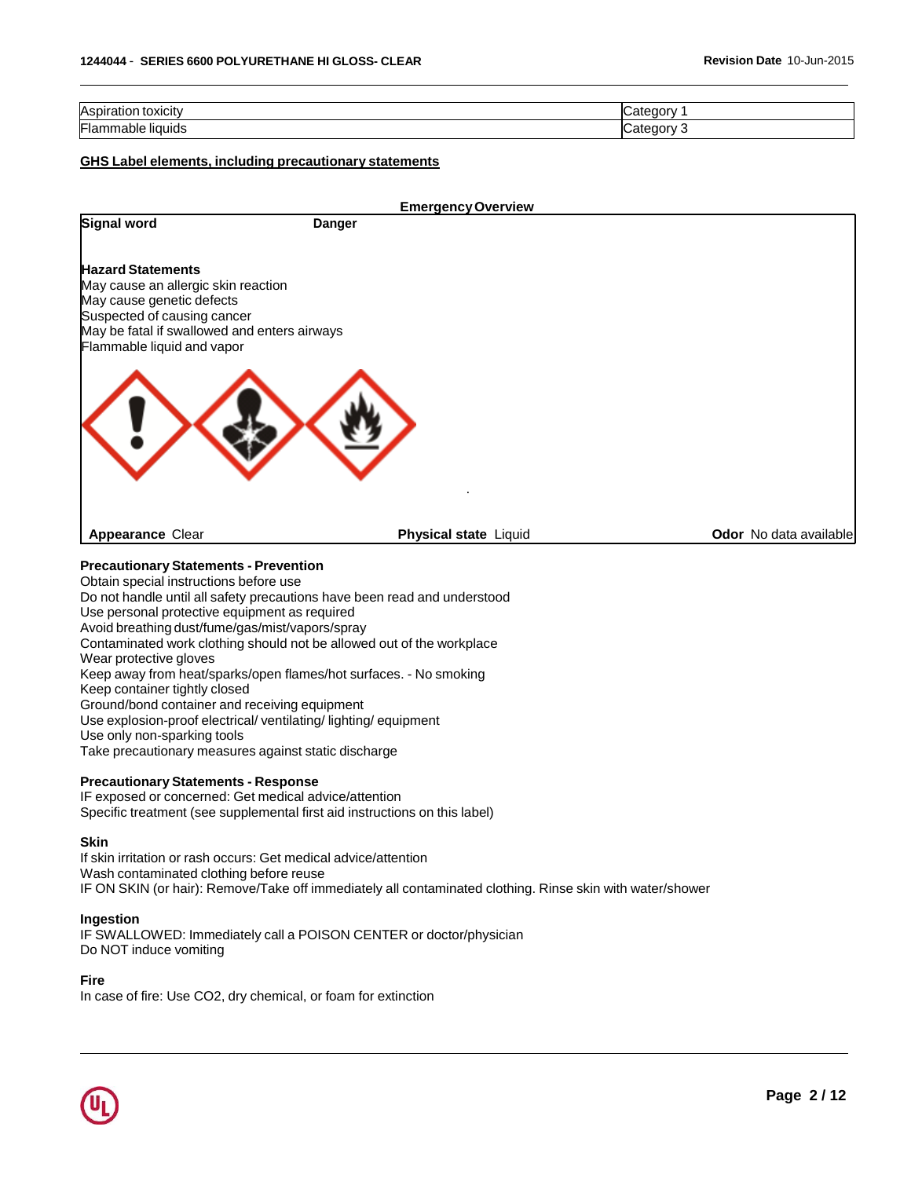| | |
|---|---|
| Aspiration toxicity | Category 1 |
| Flammable liquids | Category 3 |

**GHS Label elements, including precautionary statements**

**Emergency Overview**

**Signal word** **Danger**

**Hazard Statements**
May cause an allergic skin reaction
May cause genetic defects
Suspected of causing cancer
May be fatal if swallowed and enters airways
Flammable liquid and vapor

**Appearance** Clear **Physical state** Liquid **Odor** No data available

**Precautionary Statements - Prevention**
Obtain special instructions before use
Do not handle until all safety precautions have been read and understood
Use personal protective equipment as required
Avoid breathing dust/fume/gas/mist/vapors/spray
Contaminated work clothing should not be allowed out of the workplace
Wear protective gloves
Keep away from heat/sparks/open flames/hot surfaces. - No smoking
Keep container tightly closed
Ground/bond container and receiving equipment
Use explosion-proof electrical/ ventilating/ lighting/ equipment
Use only non-sparking tools
Take precautionary measures against static discharge

**Precautionary Statements - Response**
IF exposed or concerned: Get medical advice/attention
Specific treatment (see supplemental first aid instructions on this label)

**Skin**
If skin irritation or rash occurs: Get medical advice/attention
Wash contaminated clothing before reuse
IF ON SKIN (or hair): Remove/Take off immediately all contaminated clothing. Rinse skin with water/shower

**Ingestion**
IF SWALLOWED: Immediately call a POISON CENTER or doctor/physician
Do NOT induce vomiting

**Fire**
In case of fire: Use $CO_2$, dry chemical, or foam for extinction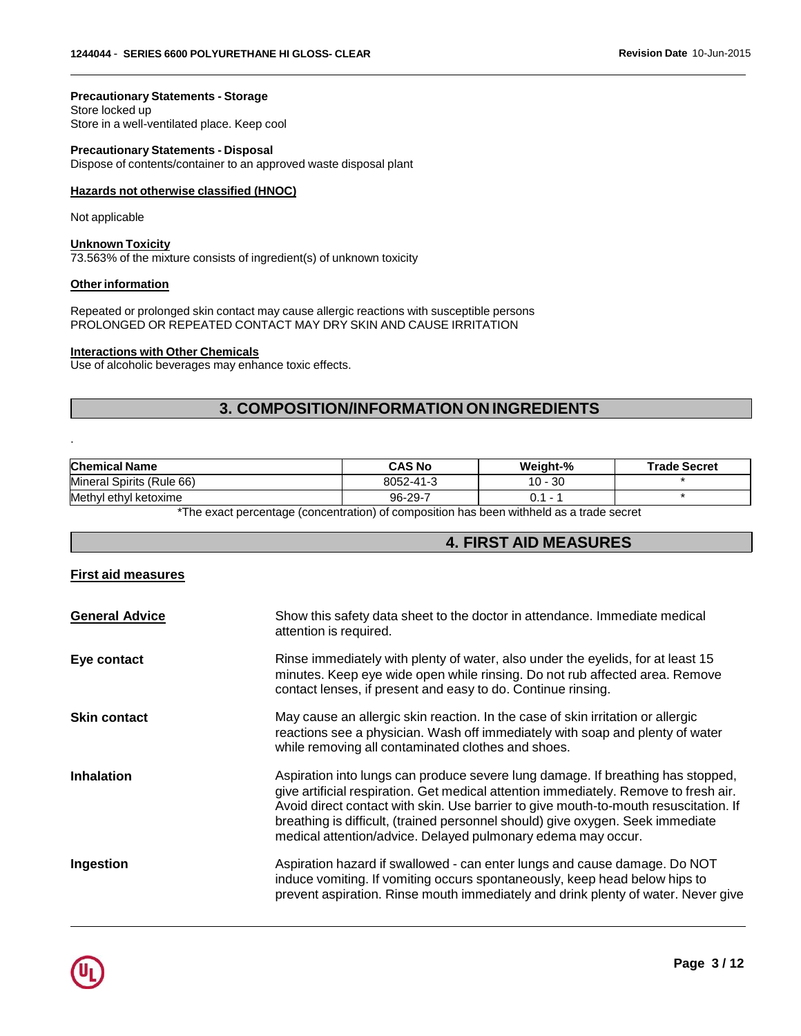**Precautionary Statements - Storage**
Store locked up
Store in a well-ventilated place. Keep cool

**Precautionary Statements - Disposal**
Dispose of contents/container to an approved waste disposal plant

**Hazards not otherwise classified (HNOC)**

Not applicable

**Unknown Toxicity**
73.563% of the mixture consists of ingredient(s) of unknown toxicity

**Other information**

Repeated or prolonged skin contact may cause allergic reactions with susceptible persons
PROLONGED OR REPEATED CONTACT MAY DRY SKIN AND CAUSE IRRITATION

**Interactions with Other Chemicals**
Use of alcoholic beverages may enhance toxic effects.

## 3. COMPOSITION/INFORMATION ON INGREDIENTS

.

| Chemical Name | CAS No | Weight-% | Trade Secret |
|---|---|---|---|
| Mineral Spirits (Rule 66) | 8052-41-3 | 10 - 30 | * |
| Methyl ethyl ketoxime | 96-29-7 | 0.1 - 1 | * |

*The exact percentage (concentration) of composition has been withheld as a trade secret

## 4. FIRST AID MEASURES

**First aid measures**

**General Advice** Show this safety data sheet to the doctor in attendance. Immediate medical attention is required.

**Eye contact** Rinse immediately with plenty of water, also under the eyelids, for at least 15 minutes. Keep eye wide open while rinsing. Do not rub affected area. Remove contact lenses, if present and easy to do. Continue rinsing.

**Skin contact** May cause an allergic skin reaction. In the case of skin irritation or allergic reactions see a physician. Wash off immediately with soap and plenty of water while removing all contaminated clothes and shoes.

**Inhalation** Aspiration into lungs can produce severe lung damage. If breathing has stopped, give artificial respiration. Get medical attention immediately. Remove to fresh air. Avoid direct contact with skin. Use barrier to give mouth-to-mouth resuscitation. If breathing is difficult, (trained personnel should) give oxygen. Seek immediate medical attention/advice. Delayed pulmonary edema may occur.

**Ingestion** Aspiration hazard if swallowed - can enter lungs and cause damage. Do NOT induce vomiting. If vomiting occurs spontaneously, keep head below hips to prevent aspiration. Rinse mouth immediately and drink plenty of water. Never give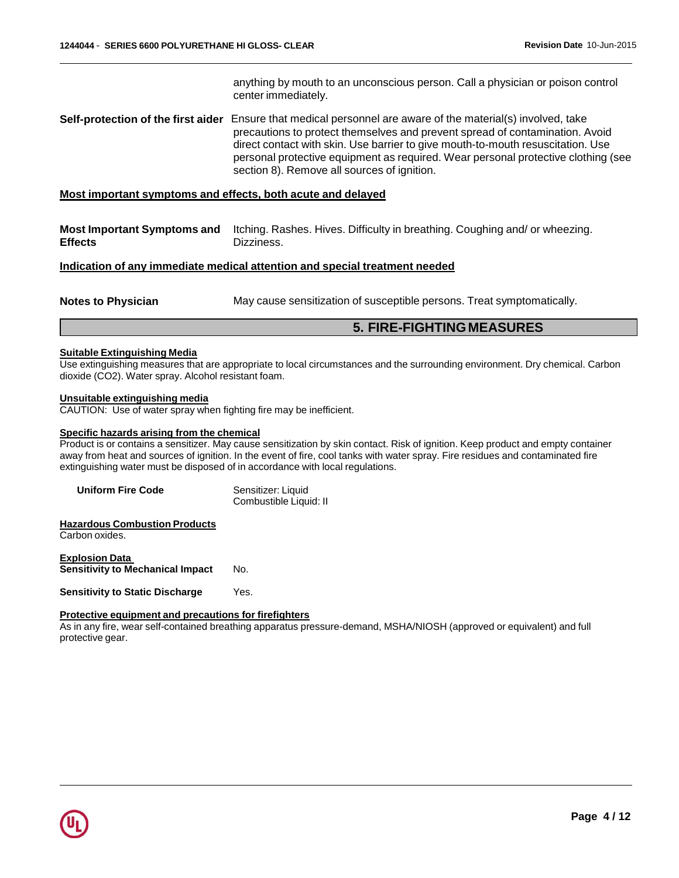anything by mouth to an unconscious person. Call a physician or poison control center immediately.

**Self-protection of the first aider** Ensure that medical personnel are aware of the material(s) involved, take precautions to protect themselves and prevent spread of contamination. Avoid direct contact with skin. Use barrier to give mouth-to-mouth resuscitation. Use personal protective equipment as required. Wear personal protective clothing (see section 8). Remove all sources of ignition.

**Most important symptoms and effects, both acute and delayed**

**Most Important Symptoms and Effects** Itching. Rashes. Hives. Difficulty in breathing. Coughing and/ or wheezing. Dizziness.

**Indication of any immediate medical attention and special treatment needed**

**Notes to Physician** May cause sensitization of susceptible persons. Treat symptomatically.

## 5. FIRE-FIGHTING MEASURES

**Suitable Extinguishing Media**

Use extinguishing measures that are appropriate to local circumstances and the surrounding environment. Dry chemical. Carbon dioxide ($CO_2$). Water spray. Alcohol resistant foam.

**Unsuitable extinguishing media**

CAUTION: Use of water spray when fighting fire may be inefficient.

**Specific hazards arising from the chemical**

Product is or contains a sensitizer. May cause sensitization by skin contact. Risk of ignition. Keep product and empty container away from heat and sources of ignition. In the event of fire, cool tanks with water spray. Fire residues and contaminated fire extinguishing water must be disposed of in accordance with local regulations.

**Uniform Fire Code** Sensitizer: Liquid
Combustible Liquid: II

**Hazardous Combustion Products**

Carbon oxides.

**Explosion Data**

**Sensitivity to Mechanical Impact** No.

**Sensitivity to Static Discharge** Yes.

**Protective equipment and precautions for firefighters**

As in any fire, wear self-contained breathing apparatus pressure-demand, MSHA/NIOSH (approved or equivalent) and full protective gear.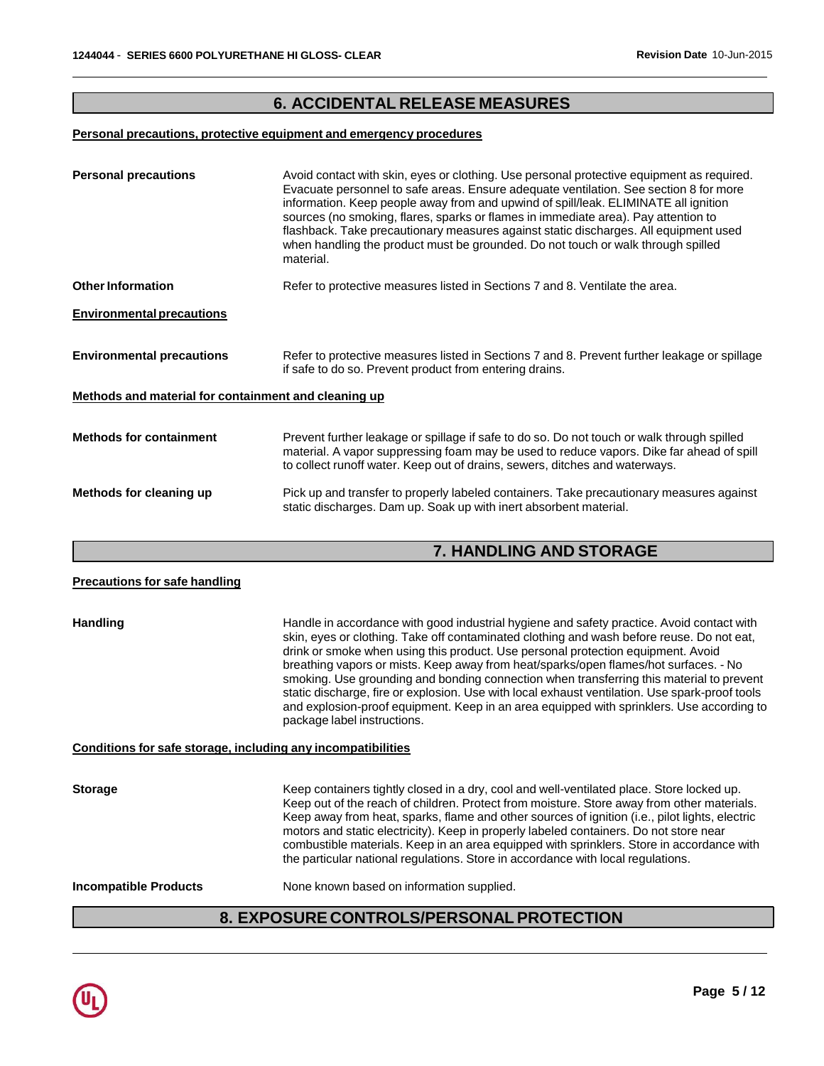## 6. ACCIDENTAL RELEASE MEASURES

### Personal precautions, protective equipment and emergency procedures

**Personal precautions** Avoid contact with skin, eyes or clothing. Use personal protective equipment as required. Evacuate personnel to safe areas. Ensure adequate ventilation. See section 8 for more information. Keep people away from and upwind of spill/leak. ELIMINATE all ignition sources (no smoking, flares, sparks or flames in immediate area). Pay attention to flashback. Take precautionary measures against static discharges. All equipment used when handling the product must be grounded. Do not touch or walk through spilled material.

**Other Information** Refer to protective measures listed in Sections 7 and 8. Ventilate the area.

### Environmental precautions

**Environmental precautions** Refer to protective measures listed in Sections 7 and 8. Prevent further leakage or spillage if safe to do so. Prevent product from entering drains.

### Methods and material for containment and cleaning up

**Methods for containment** Prevent further leakage or spillage if safe to do so. Do not touch or walk through spilled material. A vapor suppressing foam may be used to reduce vapors. Dike far ahead of spill to collect runoff water. Keep out of drains, sewers, ditches and waterways.

**Methods for cleaning up** Pick up and transfer to properly labeled containers. Take precautionary measures against static discharges. Dam up. Soak up with inert absorbent material.

## 7. HANDLING AND STORAGE

### Precautions for safe handling

**Handling** Handle in accordance with good industrial hygiene and safety practice. Avoid contact with skin, eyes or clothing. Take off contaminated clothing and wash before reuse. Do not eat, drink or smoke when using this product. Use personal protection equipment. Avoid breathing vapors or mists. Keep away from heat/sparks/open flames/hot surfaces. - No smoking. Use grounding and bonding connection when transferring this material to prevent static discharge, fire or explosion. Use with local exhaust ventilation. Use spark-proof tools and explosion-proof equipment. Keep in an area equipped with sprinklers. Use according to package label instructions.

### Conditions for safe storage, including any incompatibilities

**Storage** Keep containers tightly closed in a dry, cool and well-ventilated place. Store locked up. Keep out of the reach of children. Protect from moisture. Store away from other materials. Keep away from heat, sparks, flame and other sources of ignition (i.e., pilot lights, electric motors and static electricity). Keep in properly labeled containers. Do not store near combustible materials. Keep in an area equipped with sprinklers. Store in accordance with the particular national regulations. Store in accordance with local regulations.

**Incompatible Products** None known based on information supplied.

## 8. EXPOSURE CONTROLS/PERSONAL PROTECTION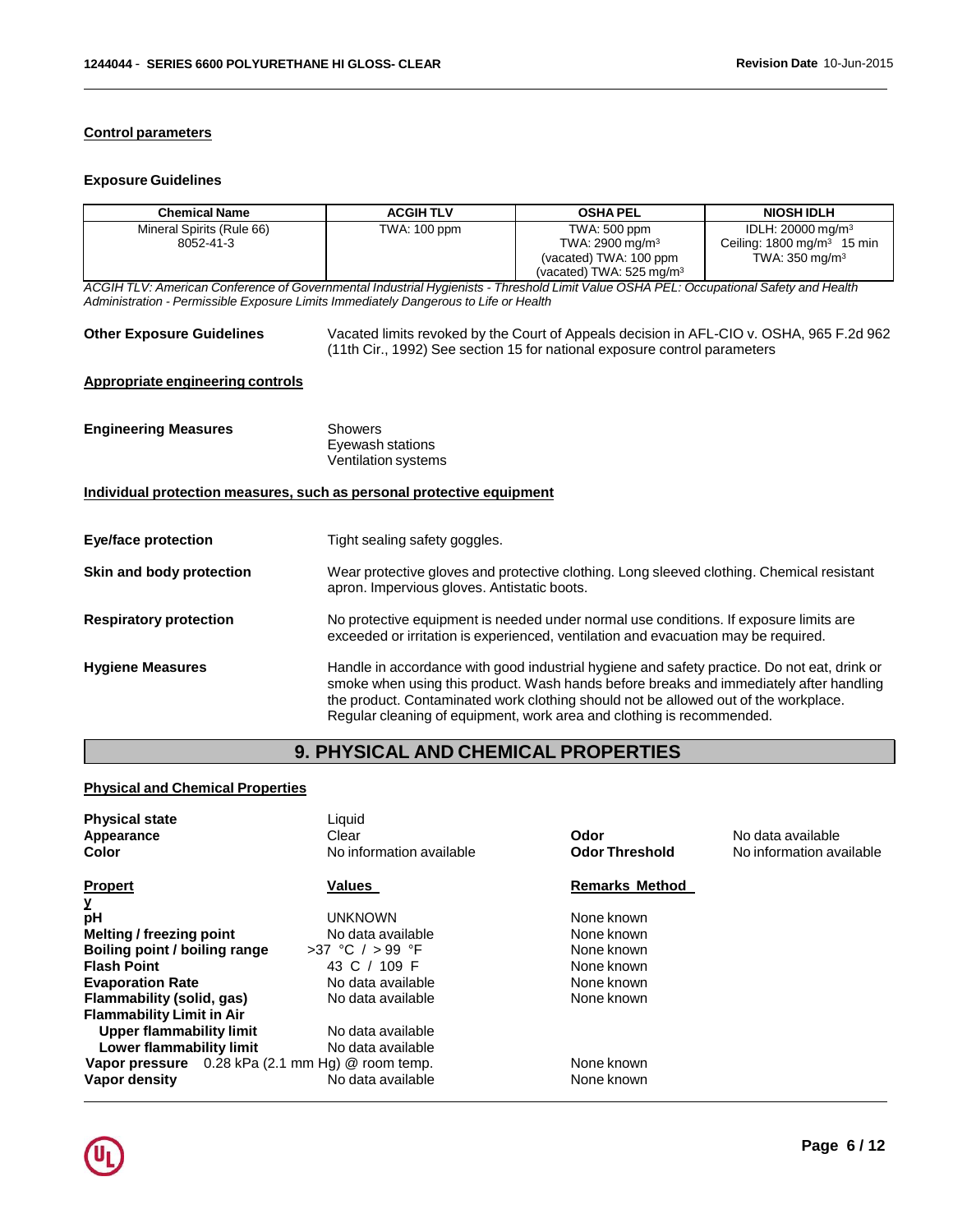**Control parameters**

**Exposure Guidelines**

| Chemical Name | ACGIH TLV | OSHA PEL | NIOSH IDLH |
|---|---|---|---|
| Mineral Spirits (Rule 66)<br>8052-41-3 | TWA: 100 ppm | TWA: 500 ppm<br>TWA: 2900 mg/m$^3$<br>(vacated) TWA: 100 ppm<br>(vacated) TWA: 525 mg/m$^3$ | IDLH: 20000 mg/m$^3$<br>Ceiling: 1800 mg/m$^3$ 15 min<br>TWA: 350 mg/m$^3$ |

*ACGIH TLV: American Conference of Governmental Industrial Hygienists - Threshold Limit Value OSHA PEL: Occupational Safety and Health Administration - Permissible Exposure Limits Immediately Dangerous to Life or Health*

**Other Exposure Guidelines** Vacated limits revoked by the Court of Appeals decision in AFL-CIO v. OSHA, 965 F.2d 962 (11th Cir., 1992) See section 15 for national exposure control parameters

**Appropriate engineering controls**

**Engineering Measures** Showers
Eyewash stations
Ventilation systems

**Individual protection measures, such as personal protective equipment**

**Eye/face protection** Tight sealing safety goggles.

**Skin and body protection** Wear protective gloves and protective clothing. Long sleeved clothing. Chemical resistant apron. Impervious gloves. Antistatic boots.

**Respiratory protection** No protective equipment is needed under normal use conditions. If exposure limits are exceeded or irritation is experienced, ventilation and evacuation may be required.

**Hygiene Measures** Handle in accordance with good industrial hygiene and safety practice. Do not eat, drink or smoke when using this product. Wash hands before breaks and immediately after handling the product. Contaminated work clothing should not be allowed out of the workplace. Regular cleaning of equipment, work area and clothing is recommended.

## 9. PHYSICAL AND CHEMICAL PROPERTIES

**Physical and Chemical Properties**

**Physical state** Liquid
**Appearance** Clear
**Color** No information available
**Odor** No data available
**Odor Threshold** No information available

| Property | Values | Remarks Method |
|---|---|---|
| **pH** | UNKNOWN | None known |
| **Melting / freezing point** | No data available | None known |
| **Boiling point / boiling range** | >37 °C / >99 °F | None known |
| **Flash Point** | 43 C / 109 F | None known |
| **Evaporation Rate** | No data available | None known |
| **Flammability (solid, gas)** | No data available | None known |
| **Flammability Limit in Air** | | |
| **Upper flammability limit** | No data available | |
| **Lower flammability limit** | No data available | |
| **Vapor pressure** | 0.28 kPa (2.1 mm Hg) @ room temp. | None known |
| **Vapor density** | No data available | None known |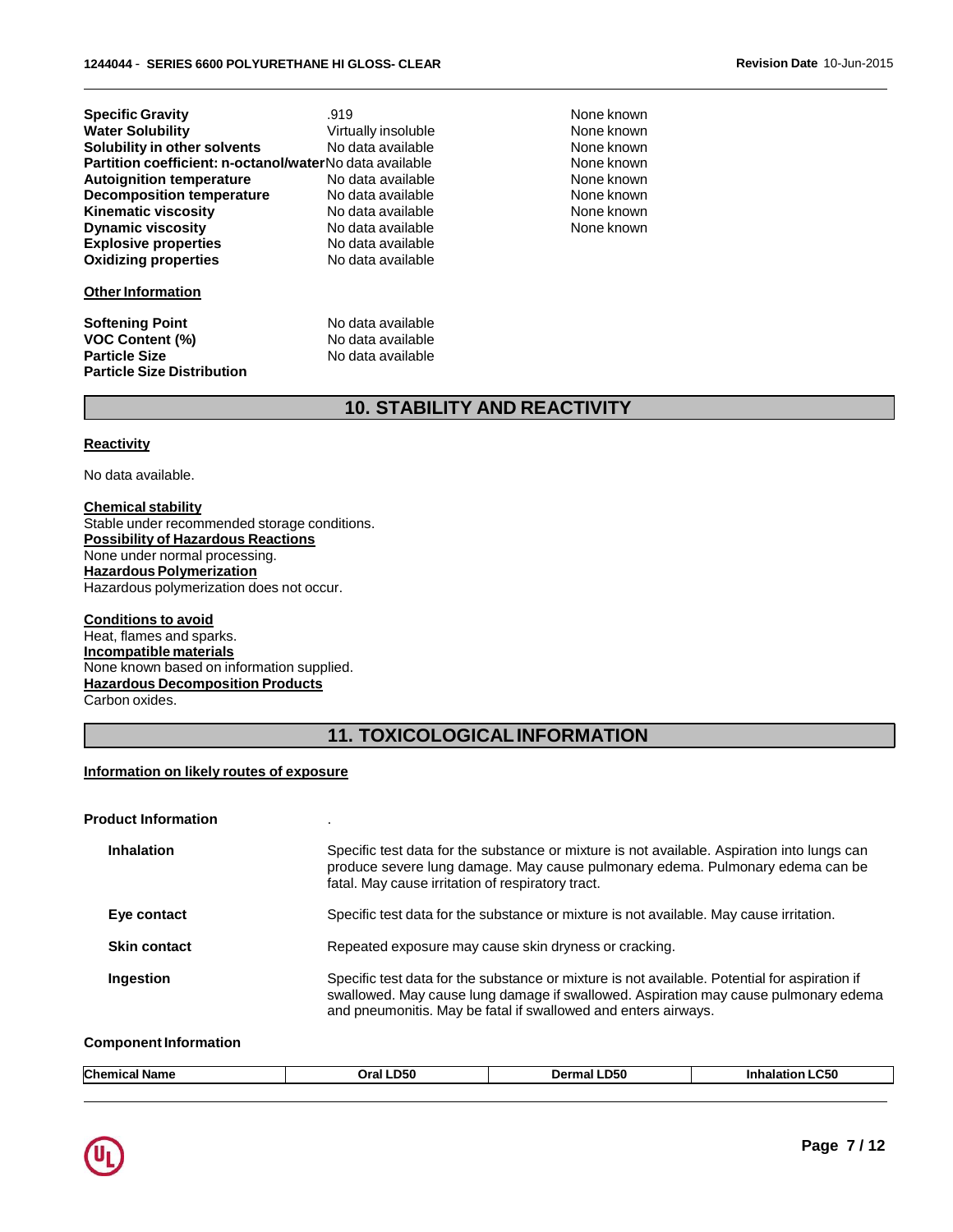| | | |
|---|---|---|
| **Specific Gravity** | .919 | None known |
| **Water Solubility** | Virtually insoluble | None known |
| **Solubility in other solvents** | No data available | None known |
| **Partition coefficient: n-octanol/water** | No data available | None known |
| **Autoignition temperature** | No data available | None known |
| **Decomposition temperature** | No data available | None known |
| **Kinematic viscosity** | No data available | None known |
| **Dynamic viscosity** | No data available | None known |
| **Explosive properties** | No data available | |
| **Oxidizing properties** | No data available | |

**Other Information**

| | |
|---|---|
| **Softening Point** | No data available |
| **VOC Content (%)** | No data available |
| **Particle Size** | No data available |
| **Particle Size Distribution** | |

## 10. STABILITY AND REACTIVITY

**Reactivity**

No data available.

**Chemical stability**
Stable under recommended storage conditions.
**Possibility of Hazardous Reactions**
None under normal processing.
**Hazardous Polymerization**
Hazardous polymerization does not occur.

**Conditions to avoid**
Heat, flames and sparks.
**Incompatible materials**
None known based on information supplied.
**Hazardous Decomposition Products**
Carbon oxides.

## 11. TOXICOLOGICAL INFORMATION

**Information on likely routes of exposure**

**Product Information** .

**Inhalation** Specific test data for the substance or mixture is not available. Aspiration into lungs can produce severe lung damage. May cause pulmonary edema. Pulmonary edema can be fatal. May cause irritation of respiratory tract.

**Eye contact** Specific test data for the substance or mixture is not available. May cause irritation.

**Skin contact** Repeated exposure may cause skin dryness or cracking.

**Ingestion** Specific test data for the substance or mixture is not available. Potential for aspiration if swallowed. May cause lung damage if swallowed. Aspiration may cause pulmonary edema and pneumonitis. May be fatal if swallowed and enters airways.

**Component Information**

| Chemical Name | Oral LD50 | Dermal LD50 | Inhalation LC50 |
|---|---|---|---|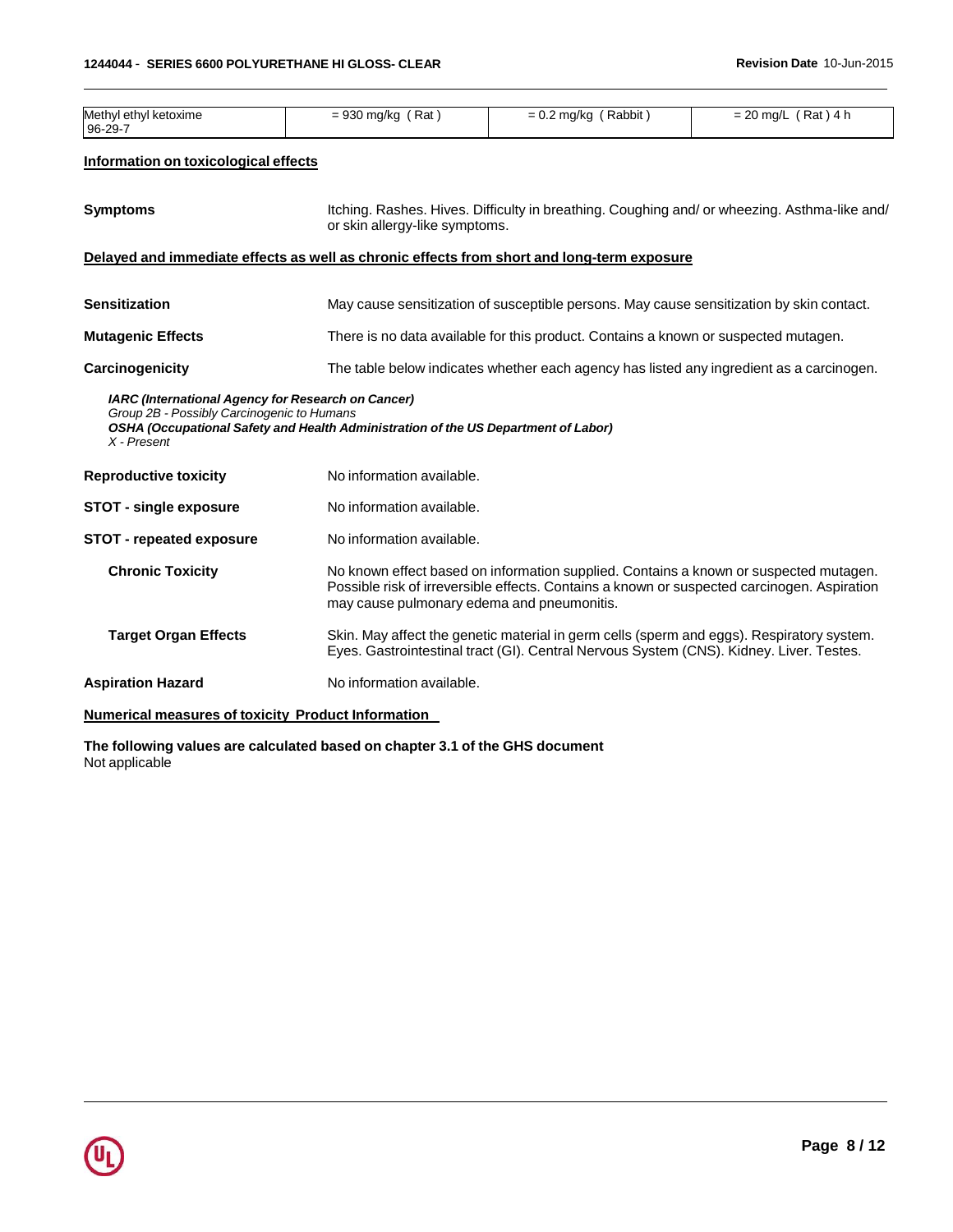| | | | |
|---|---|---|---|
| Methyl ethyl ketoxime<br>96-29-7 | = 930 mg/kg ( Rat ) | = 0.2 mg/kg ( Rabbit ) | = 20 mg/L ( Rat ) 4 h |

**Information on toxicological effects**

**Symptoms** Itching. Rashes. Hives. Difficulty in breathing. Coughing and/ or wheezing. Asthma-like and/ or skin allergy-like symptoms.

**Delayed and immediate effects as well as chronic effects from short and long-term exposure**

**Sensitization** May cause sensitization of susceptible persons. May cause sensitization by skin contact.

**Mutagenic Effects** There is no data available for this product. Contains a known or suspected mutagen.

**Carcinogenicity** The table below indicates whether each agency has listed any ingredient as a carcinogen.

***IARC (International Agency for Research on Cancer)***
*Group 2B - Possibly Carcinogenic to Humans*
***OSHA (Occupational Safety and Health Administration of the US Department of Labor)***
*X - Present*

**Reproductive toxicity** No information available.

**STOT - single exposure** No information available.

**STOT - repeated exposure** No information available.

**Chronic Toxicity** No known effect based on information supplied. Contains a known or suspected mutagen. Possible risk of irreversible effects. Contains a known or suspected carcinogen. Aspiration may cause pulmonary edema and pneumonitis.

**Target Organ Effects** Skin. May affect the genetic material in germ cells (sperm and eggs). Respiratory system. Eyes. Gastrointestinal tract (GI). Central Nervous System (CNS). Kidney. Liver. Testes.

**Aspiration Hazard** No information available.

**Numerical measures of toxicity Product Information**

**The following values are calculated based on chapter 3.1 of the GHS document**
Not applicable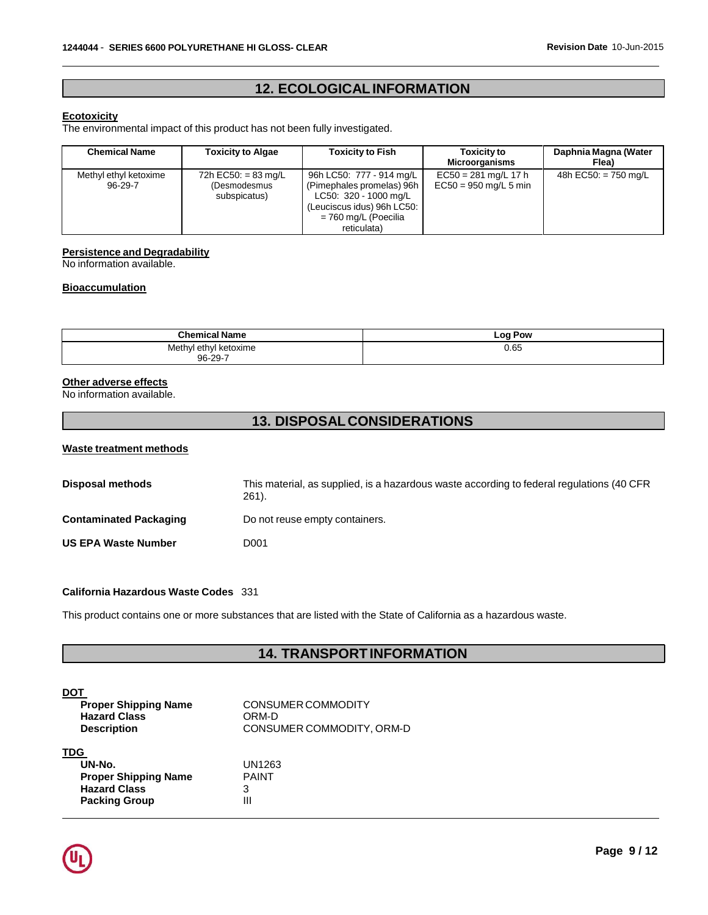## 12. ECOLOGICAL INFORMATION

**Ecotoxicity**

The environmental impact of this product has not been fully investigated.

| Chemical Name | Toxicity to Algae | Toxicity to Fish | Toxicity to Microorganisms | Daphnia Magna (Water Flea) |
|---|---|---|---|---|
| Methyl ethyl ketoxime 96-29-7 | 72h EC50: = 83 mg/L (Desmodesmus subspicatus) | 96h LC50: 777 - 914 mg/L (Pimephales promelas) 96h LC50: 320 - 1000 mg/L (Leuciscus idus) 96h LC50: = 760 mg/L (Poecilia reticulata) | EC50 = 281 mg/L 17 h EC50 = 950 mg/L 5 min | 48h EC50: = 750 mg/L |

**Persistence and Degradability**

No information available.

**Bioaccumulation**

| Chemical Name | Log Pow |
|---|---|
| Methyl ethyl ketoxime 96-29-7 | 0.65 |

**Other adverse effects**

No information available.

## 13. DISPOSAL CONSIDERATIONS

**Waste treatment methods**

**Disposal methods** This material, as supplied, is a hazardous waste according to federal regulations (40 CFR 261).

**Contaminated Packaging** Do not reuse empty containers.

**US EPA Waste Number** D001

**California Hazardous Waste Codes** 331

This product contains one or more substances that are listed with the State of California as a hazardous waste.

## 14. TRANSPORT INFORMATION

**DOT**

**Proper Shipping Name** CONSUMER COMMODITY
**Hazard Class** ORM-D
**Description** CONSUMER COMMODITY, ORM-D

**TDG**

**UN-No.** UN1263
**Proper Shipping Name** PAINT
**Hazard Class** 3
**Packing Group** III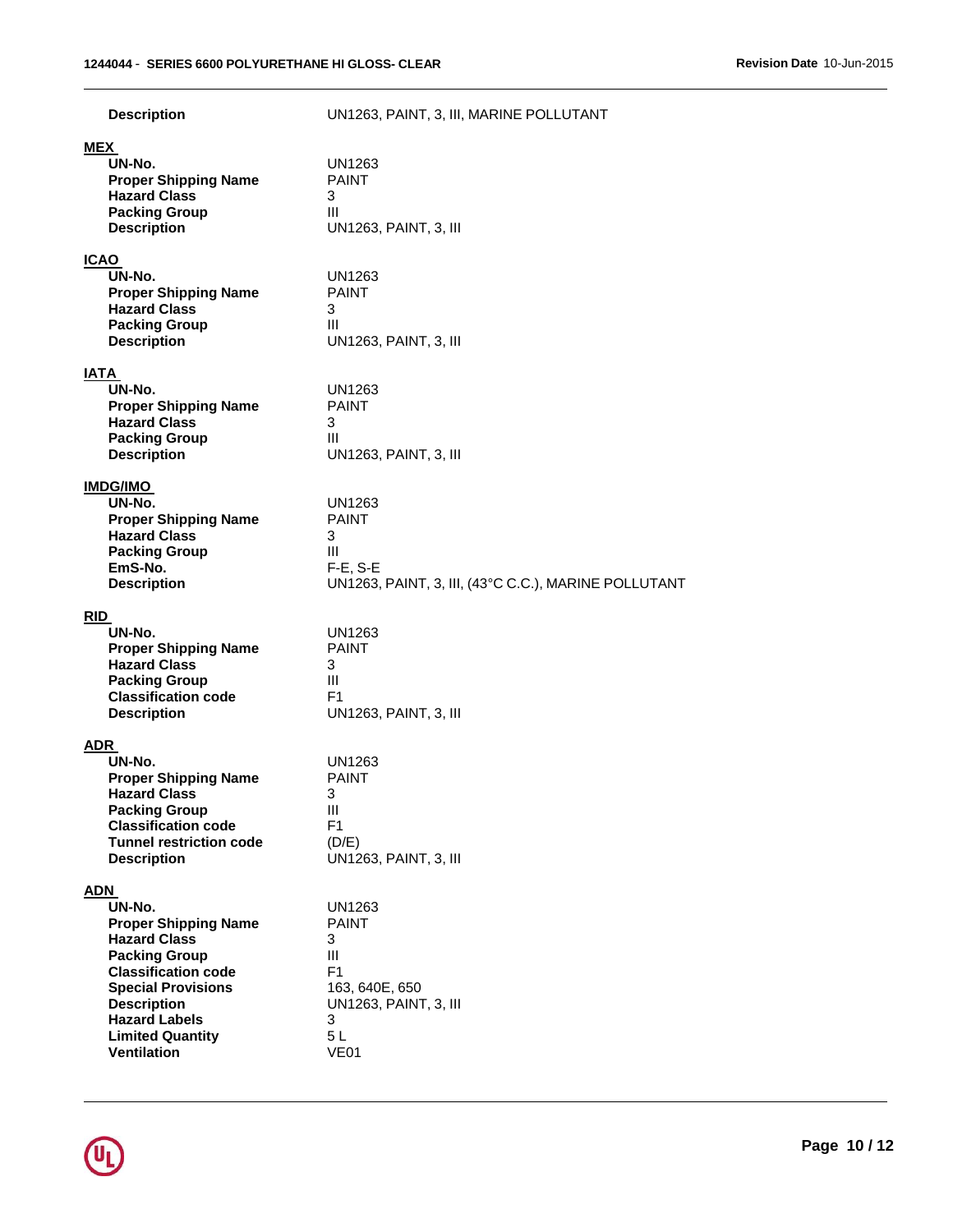**Description** UN1263, PAINT, 3, III, MARINE POLLUTANT

**MEX**

| | |
|---|---|
| **UN-No.** | UN1263 |
| **Proper Shipping Name** | PAINT |
| **Hazard Class** | 3 |
| **Packing Group** | III |
| **Description** | UN1263, PAINT, 3, III |

**ICAO**

| | |
|---|---|
| **UN-No.** | UN1263 |
| **Proper Shipping Name** | PAINT |
| **Hazard Class** | 3 |
| **Packing Group** | III |
| **Description** | UN1263, PAINT, 3, III |

**IATA**

| | |
|---|---|
| **UN-No.** | UN1263 |
| **Proper Shipping Name** | PAINT |
| **Hazard Class** | 3 |
| **Packing Group** | III |
| **Description** | UN1263, PAINT, 3, III |

**IMDG/IMO**

| | |
|---|---|
| **UN-No.** | UN1263 |
| **Proper Shipping Name** | PAINT |
| **Hazard Class** | 3 |
| **Packing Group** | III |
| **EmS-No.** | F-E, S-E |
| **Description** | UN1263, PAINT, 3, III, (43°C C.C.), MARINE POLLUTANT |

**RID**

| | |
|---|---|
| **UN-No.** | UN1263 |
| **Proper Shipping Name** | PAINT |
| **Hazard Class** | 3 |
| **Packing Group** | III |
| **Classification code** | F1 |
| **Description** | UN1263, PAINT, 3, III |

**ADR**

| | |
|---|---|
| **UN-No.** | UN1263 |
| **Proper Shipping Name** | PAINT |
| **Hazard Class** | 3 |
| **Packing Group** | III |
| **Classification code** | F1 |
| **Tunnel restriction code** | (D/E) |
| **Description** | UN1263, PAINT, 3, III |

**ADN**

| | |
|---|---|
| **UN-No.** | UN1263 |
| **Proper Shipping Name** | PAINT |
| **Hazard Class** | 3 |
| **Packing Group** | III |
| **Classification code** | F1 |
| **Special Provisions** | 163, 640E, 650 |
| **Description** | UN1263, PAINT, 3, III |
| **Hazard Labels** | 3 |
| **Limited Quantity** | 5 L |
| **Ventilation** | VE01 |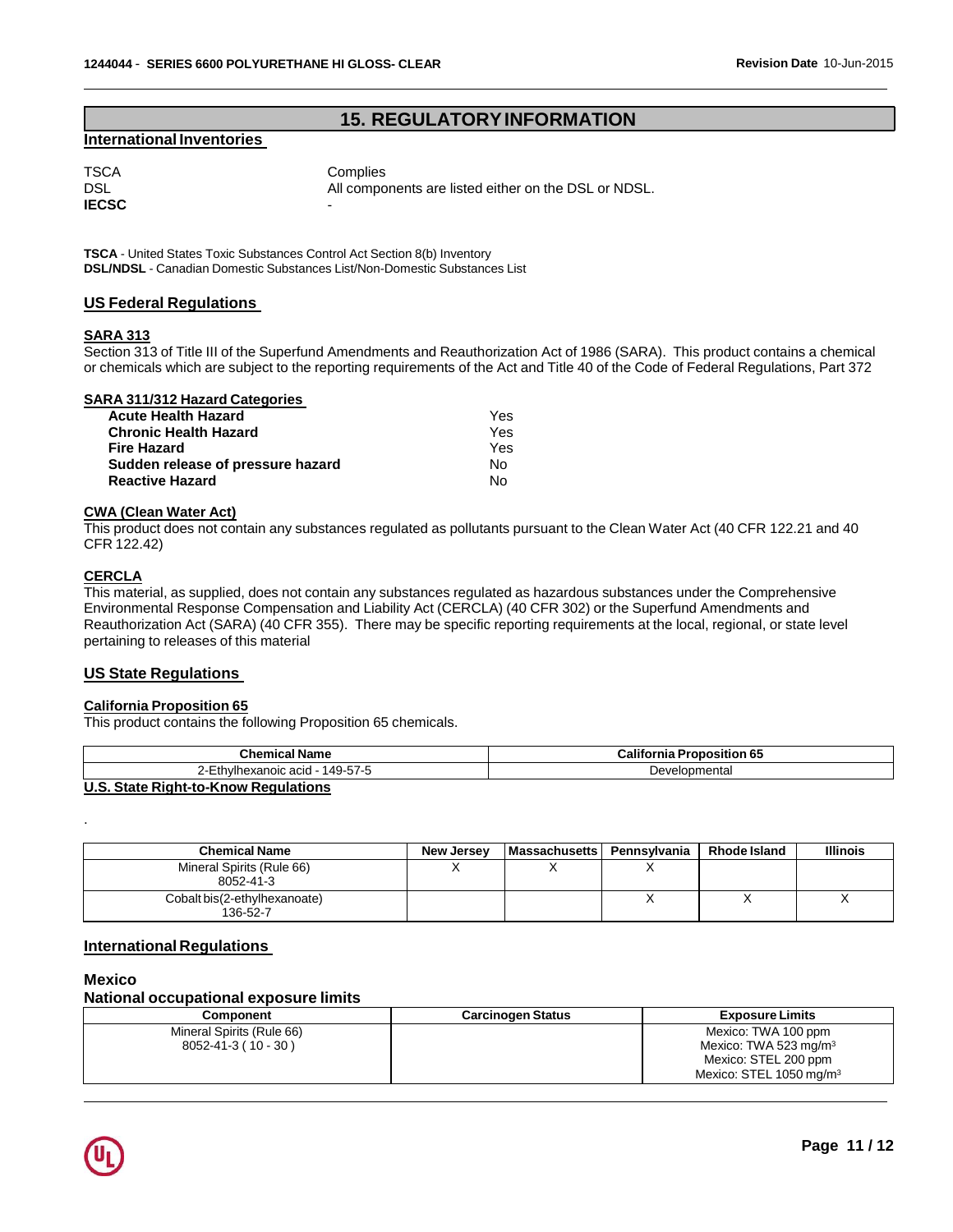## 15. REGULATORY INFORMATION

### International Inventories

| | |
|---|---|
| TSCA | Complies |
| DSL | All components are listed either on the DSL or NDSL. |
| **IECSC** | - |

**TSCA** - United States Toxic Substances Control Act Section 8(b) Inventory
**DSL/NDSL** - Canadian Domestic Substances List/Non-Domestic Substances List

### US Federal Regulations

#### SARA 313

Section 313 of Title III of the Superfund Amendments and Reauthorization Act of 1986 (SARA). This product contains a chemical or chemicals which are subject to the reporting requirements of the Act and Title 40 of the Code of Federal Regulations, Part 372

#### SARA 311/312 Hazard Categories

| | |
|---|---|
| **Acute Health Hazard** | Yes |
| **Chronic Health Hazard** | Yes |
| **Fire Hazard** | Yes |
| **Sudden release of pressure hazard** | No |
| **Reactive Hazard** | No |

#### CWA (Clean Water Act)

This product does not contain any substances regulated as pollutants pursuant to the Clean Water Act (40 CFR 122.21 and 40 CFR 122.42)

#### CERCLA

This material, as supplied, does not contain any substances regulated as hazardous substances under the Comprehensive Environmental Response Compensation and Liability Act (CERCLA) (40 CFR 302) or the Superfund Amendments and Reauthorization Act (SARA) (40 CFR 355). There may be specific reporting requirements at the local, regional, or state level pertaining to releases of this material

### US State Regulations

#### California Proposition 65

This product contains the following Proposition 65 chemicals.

| Chemical Name | California Proposition 65 |
|---|---|
| 2-Ethylhexanoic acid - 149-57-5 | Developmental |

#### U.S. State Right-to-Know Regulations

.

| Chemical Name | New Jersey | Massachusetts | Pennsylvania | Rhode Island | Illinois |
|---|---|---|---|---|---|
| Mineral Spirits (Rule 66) 8052-41-3 | X | X | X | | |
| Cobalt bis(2-ethylhexanoate) 136-52-7 | | | X | X | X |

### International Regulations

#### Mexico

#### National occupational exposure limits

| Component | Carcinogen Status | Exposure Limits |
|---|---|---|
| Mineral Spirits (Rule 66) 8052-41-3 ( 10 - 30 ) | | Mexico: TWA 100 ppm<br>Mexico: TWA 523 mg/m³<br>Mexico: STEL 200 ppm<br>Mexico: STEL 1050 mg/m³ |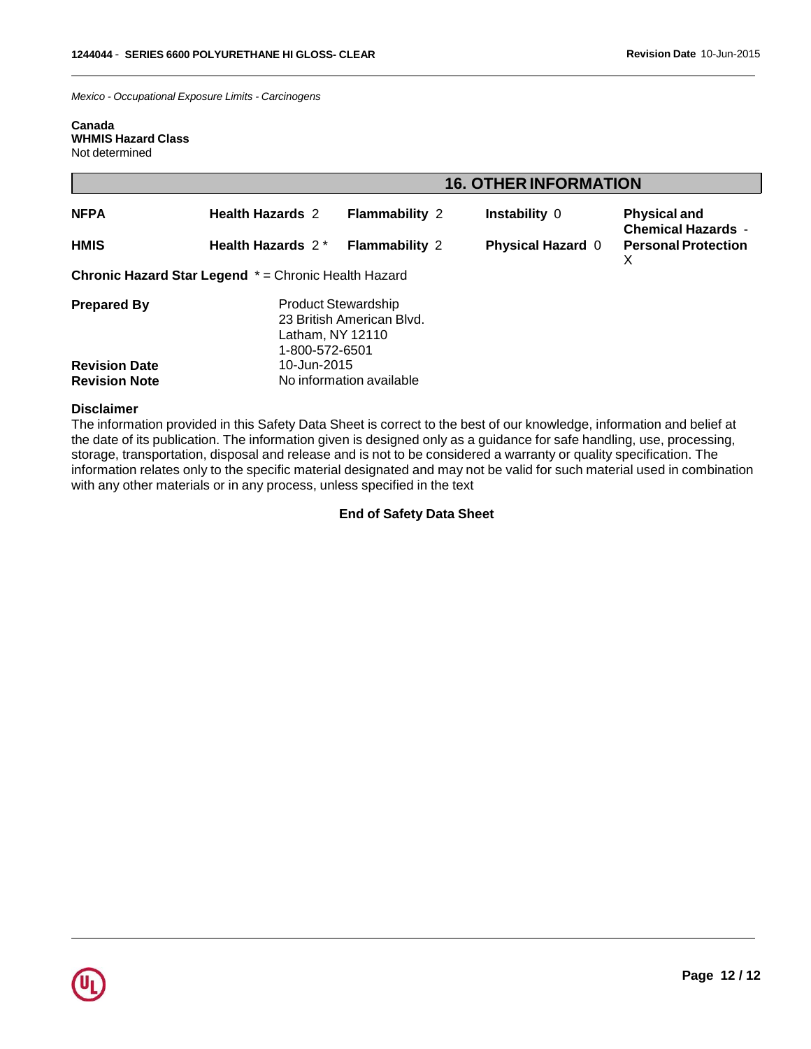*Mexico - Occupational Exposure Limits - Carcinogens*

**Canada**
**WHMIS Hazard Class**
Not determined

## 16. OTHER INFORMATION

| | | | | |
|---|---|---|---|---|
| **NFPA** | **Health Hazards** 2 | **Flammability** 2 | **Instability** 0 | **Physical and Chemical Hazards** - |
| **HMIS** | **Health Hazards** 2 * | **Flammability** 2 | **Physical Hazard** 0 | **Personal Protection** X |

**Chronic Hazard Star Legend** * = Chronic Health Hazard

**Prepared By** Product Stewardship
23 British American Blvd.
Latham, NY 12110
1-800-572-6501

**Revision Date** 10-Jun-2015
**Revision Note** No information available

**Disclaimer**
The information provided in this Safety Data Sheet is correct to the best of our knowledge, information and belief at the date of its publication. The information given is designed only as a guidance for safe handling, use, processing, storage, transportation, disposal and release and is not to be considered a warranty or quality specification. The information relates only to the specific material designated and may not be valid for such material used in combination with any other materials or in any process, unless specified in the text

**End of Safety Data Sheet**